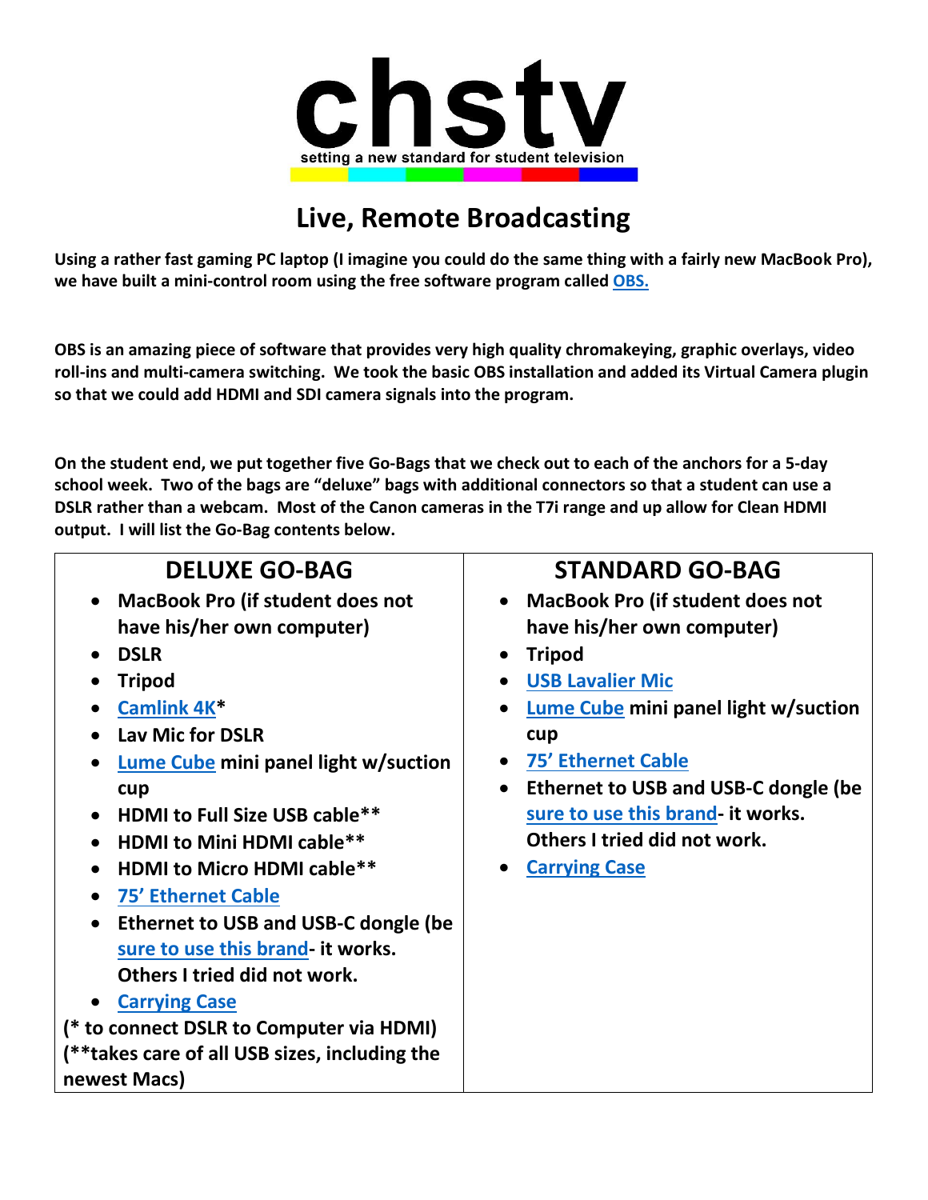# chstv

setting a new standard for student television

## Live, Remote Broadcasting

**Using a rather fast gaming PC laptop (I imagine you could do the same thing with a fairly new MacBook Pro), we have built a mini-control room using the free software program called OBS.**

**OBS is an amazing piece of software that provides very high quality chromakeying, graphic overlays, video roll-ins and multi-camera switching. We took the basic OBS installation and added its Virtual Camera plugin so that we could add HDMI and SDI camera signals into the program.**

**On the student end, we put together five Go-Bags that we check out to each of the anchors for a 5-day school week. Two of the bags are "deluxe" bags with additional connectors so that a student can use a DSLR rather than a webcam. Most of the Canon cameras in the T7i range and up allow for Clean HDMI output. I will list the Go-Bag contents below.**

| DELUXE GO-BAG | STANDARD GO-BAG |
| --- | --- |
| • MacBook Pro (if student does not have his/her own computer)<br>• DSLR<br>• Tripod<br>• Camlink 4K*<br>• Lav Mic for DSLR<br>• Lume Cube mini panel light w/suction cup<br>• HDMI to Full Size USB cable**<br>• HDMI to Mini HDMI cable**<br>• HDMI to Micro HDMI cable**<br>• 75' Ethernet Cable<br>• Ethernet to USB and USB-C dongle (be sure to use this brand- it works. Others I tried did not work.<br>• Carrying Case<br>(* to connect DSLR to Computer via HDMI)<br>(**takes care of all USB sizes, including the newest Macs) | • MacBook Pro (if student does not have his/her own computer)<br>• Tripod<br>• USB Lavalier Mic<br>• Lume Cube mini panel light w/suction cup<br>• 75' Ethernet Cable<br>• Ethernet to USB and USB-C dongle (be sure to use this brand- it works. Others I tried did not work.<br>• Carrying Case |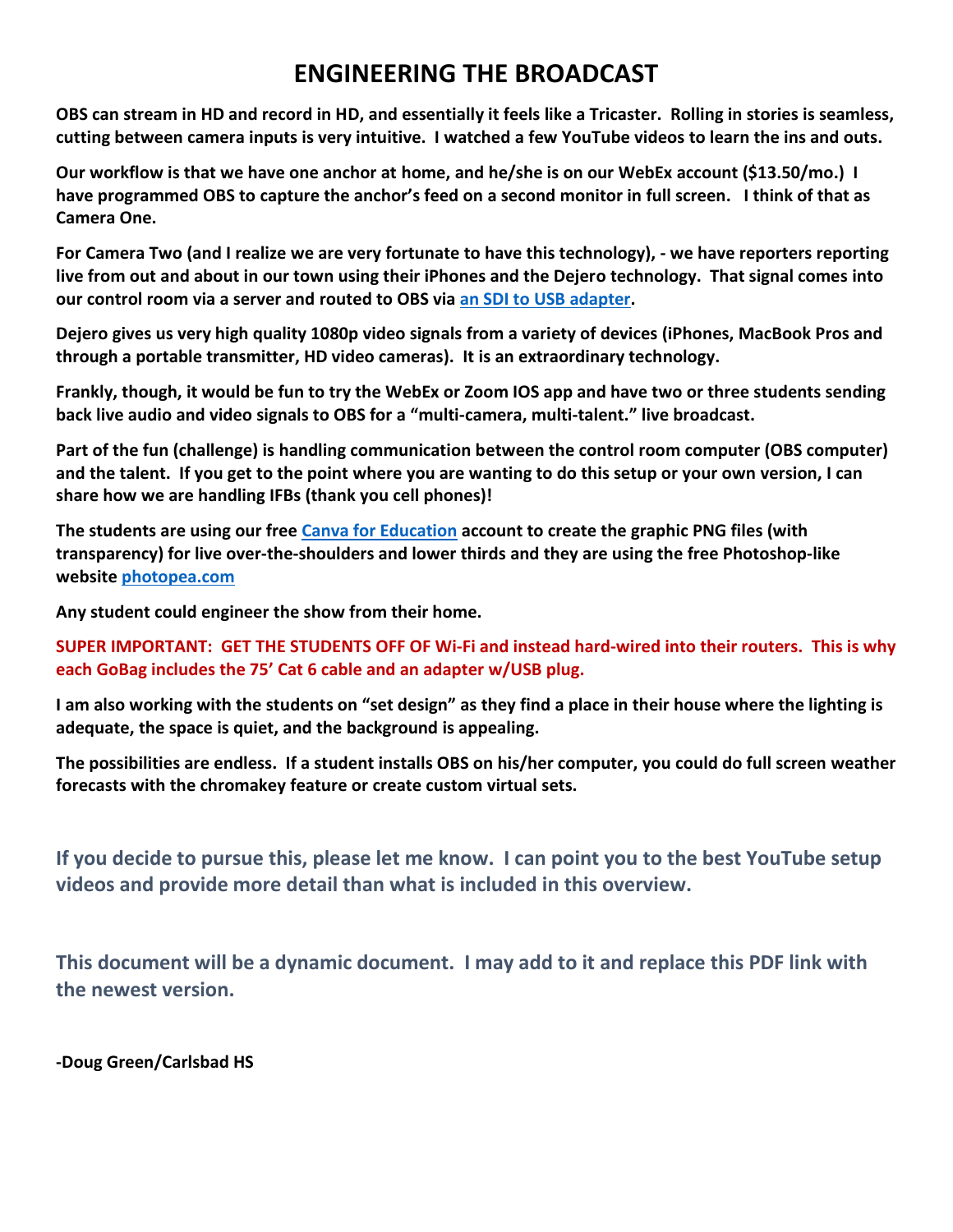# ENGINEERING THE BROADCAST

**OBS can stream in HD and record in HD, and essentially it feels like a Tricaster. Rolling in stories is seamless, cutting between camera inputs is very intuitive. I watched a few YouTube videos to learn the ins and outs.**

**Our workflow is that we have one anchor at home, and he/she is on our WebEx account ($13.50/mo.) I have programmed OBS to capture the anchor's feed on a second monitor in full screen. I think of that as Camera One.**

**For Camera Two (and I realize we are very fortunate to have this technology), - we have reporters reporting live from out and about in our town using their iPhones and the Dejero technology. That signal comes into our control room via a server and routed to OBS via an SDI to USB adapter.**

**Dejero gives us very high quality 1080p video signals from a variety of devices (iPhones, MacBook Pros and through a portable transmitter, HD video cameras). It is an extraordinary technology.**

**Frankly, though, it would be fun to try the WebEx or Zoom IOS app and have two or three students sending back live audio and video signals to OBS for a "multi-camera, multi-talent." live broadcast.**

**Part of the fun (challenge) is handling communication between the control room computer (OBS computer) and the talent. If you get to the point where you are wanting to do this setup or your own version, I can share how we are handling IFBs (thank you cell phones)!**

**The students are using our free Canva for Education account to create the graphic PNG files (with transparency) for live over-the-shoulders and lower thirds and they are using the free Photoshop-like website photopea.com**

**Any student could engineer the show from their home.**

**SUPER IMPORTANT: GET THE STUDENTS OFF OF Wi-Fi and instead hard-wired into their routers. This is why each GoBag includes the 75' Cat 6 cable and an adapter w/USB plug.**

**I am also working with the students on "set design" as they find a place in their house where the lighting is adequate, the space is quiet, and the background is appealing.**

**The possibilities are endless. If a student installs OBS on his/her computer, you could do full screen weather forecasts with the chromakey feature or create custom virtual sets.**

**If you decide to pursue this, please let me know. I can point you to the best YouTube setup videos and provide more detail than what is included in this overview.**

**This document will be a dynamic document. I may add to it and replace this PDF link with the newest version.**

**-Doug Green/Carlsbad HS**